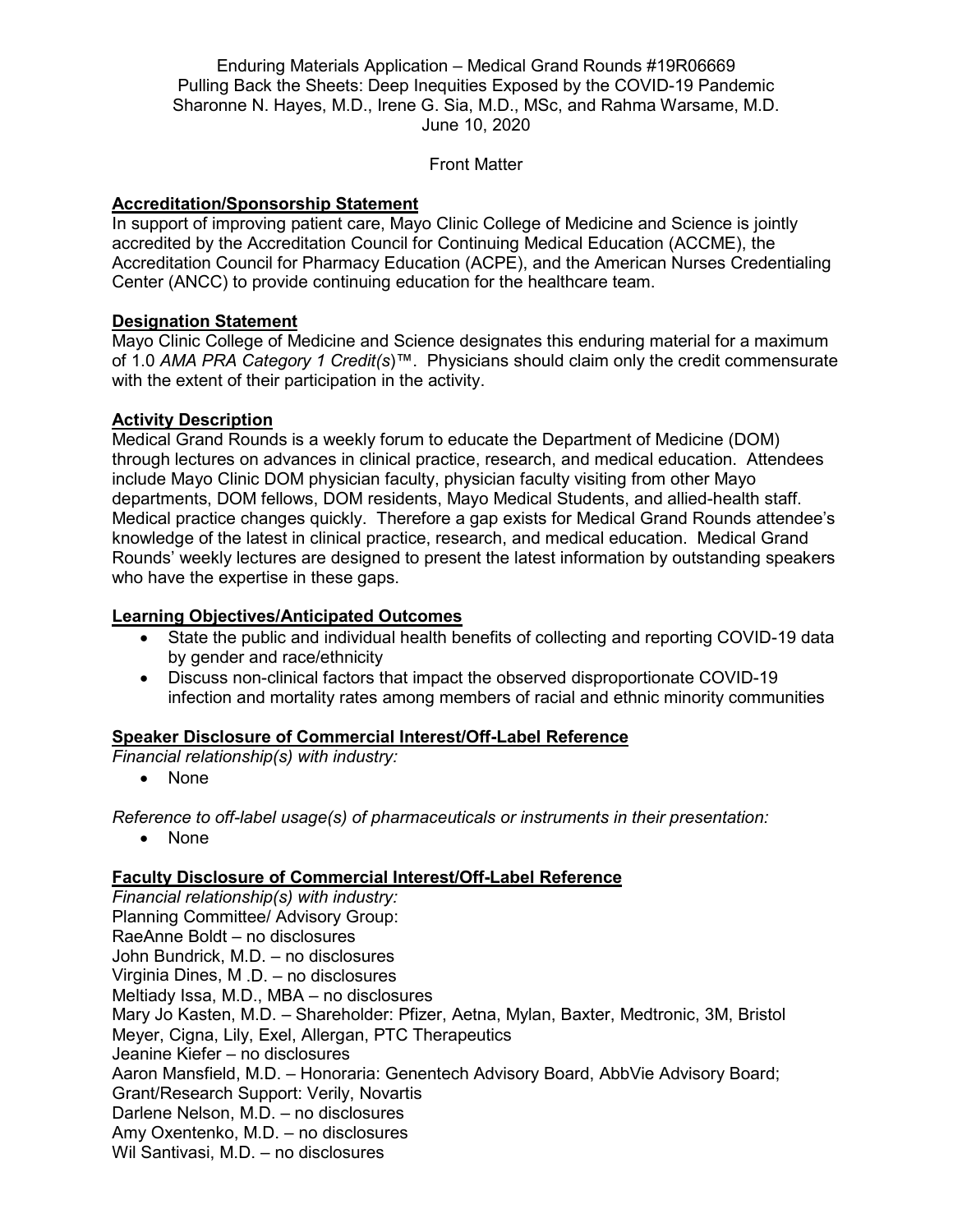Enduring Materials Application – Medical Grand Rounds #19R06669
Pulling Back the Sheets: Deep Inequities Exposed by the COVID-19 Pandemic
Sharonne N. Hayes, M.D., Irene G. Sia, M.D., MSc, and Rahma Warsame, M.D.
June 10, 2020

Front Matter

## Accreditation/Sponsorship Statement

In support of improving patient care, Mayo Clinic College of Medicine and Science is jointly accredited by the Accreditation Council for Continuing Medical Education (ACCME), the Accreditation Council for Pharmacy Education (ACPE), and the American Nurses Credentialing Center (ANCC) to provide continuing education for the healthcare team.

## Designation Statement

Mayo Clinic College of Medicine and Science designates this enduring material for a maximum of 1.0 *AMA PRA Category 1 Credit(s)*™. Physicians should claim only the credit commensurate with the extent of their participation in the activity.

## Activity Description

Medical Grand Rounds is a weekly forum to educate the Department of Medicine (DOM) through lectures on advances in clinical practice, research, and medical education. Attendees include Mayo Clinic DOM physician faculty, physician faculty visiting from other Mayo departments, DOM fellows, DOM residents, Mayo Medical Students, and allied-health staff. Medical practice changes quickly. Therefore a gap exists for Medical Grand Rounds attendee's knowledge of the latest in clinical practice, research, and medical education. Medical Grand Rounds' weekly lectures are designed to present the latest information by outstanding speakers who have the expertise in these gaps.

## Learning Objectives/Anticipated Outcomes

- State the public and individual health benefits of collecting and reporting COVID-19 data by gender and race/ethnicity
- Discuss non-clinical factors that impact the observed disproportionate COVID-19 infection and mortality rates among members of racial and ethnic minority communities

## Speaker Disclosure of Commercial Interest/Off-Label Reference

*Financial relationship(s) with industry:*

- None

*Reference to off-label usage(s) of pharmaceuticals or instruments in their presentation:*

- None

## Faculty Disclosure of Commercial Interest/Off-Label Reference

*Financial relationship(s) with industry:*
Planning Committee/ Advisory Group:
RaeAnne Boldt – no disclosures
John Bundrick, M.D. – no disclosures
Virginia Dines, M .D. – no disclosures
Meltiady Issa, M.D., MBA – no disclosures
Mary Jo Kasten, M.D. – Shareholder: Pfizer, Aetna, Mylan, Baxter, Medtronic, 3M, Bristol Meyer, Cigna, Lily, Exel, Allergan, PTC Therapeutics
Jeanine Kiefer – no disclosures
Aaron Mansfield, M.D. – Honoraria: Genentech Advisory Board, AbbVie Advisory Board; Grant/Research Support: Verily, Novartis
Darlene Nelson, M.D. – no disclosures
Amy Oxentenko, M.D. – no disclosures
Wil Santivasi, M.D. – no disclosures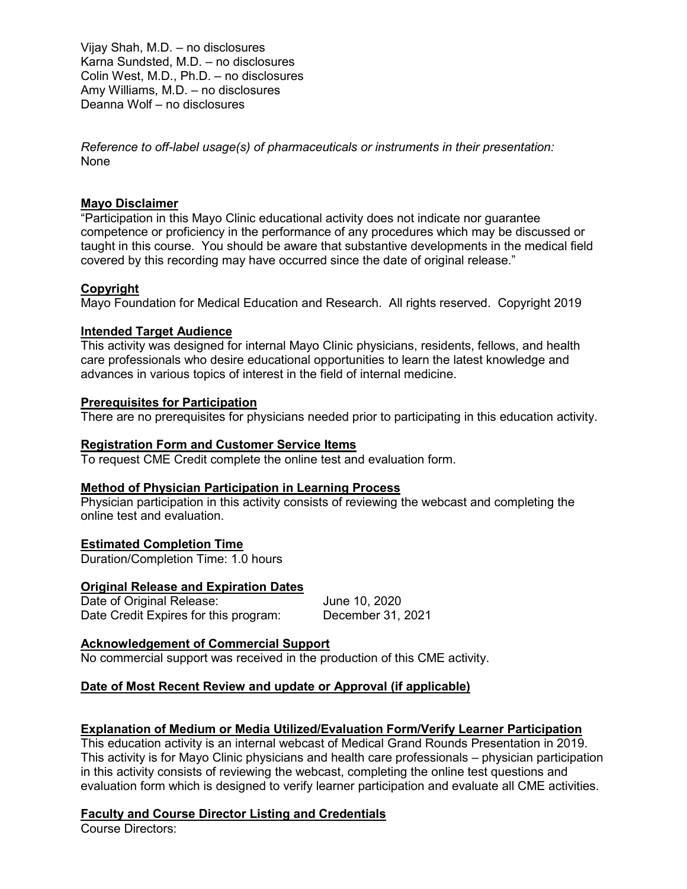Vijay Shah, M.D. – no disclosures
Karna Sundsted, M.D. – no disclosures
Colin West, M.D., Ph.D. – no disclosures
Amy Williams, M.D. – no disclosures
Deanna Wolf – no disclosures

*Reference to off-label usage(s) of pharmaceuticals or instruments in their presentation:*
None

## Mayo Disclaimer

"Participation in this Mayo Clinic educational activity does not indicate nor guarantee competence or proficiency in the performance of any procedures which may be discussed or taught in this course. You should be aware that substantive developments in the medical field covered by this recording may have occurred since the date of original release."

## Copyright

Mayo Foundation for Medical Education and Research. All rights reserved. Copyright 2019

## Intended Target Audience

This activity was designed for internal Mayo Clinic physicians, residents, fellows, and health care professionals who desire educational opportunities to learn the latest knowledge and advances in various topics of interest in the field of internal medicine.

## Prerequisites for Participation

There are no prerequisites for physicians needed prior to participating in this education activity.

## Registration Form and Customer Service Items

To request CME Credit complete the online test and evaluation form.

## Method of Physician Participation in Learning Process

Physician participation in this activity consists of reviewing the webcast and completing the online test and evaluation.

## Estimated Completion Time

Duration/Completion Time: 1.0 hours

## Original Release and Expiration Dates

Date of Original Release: June 10, 2020
Date Credit Expires for this program: December 31, 2021

## Acknowledgement of Commercial Support

No commercial support was received in the production of this CME activity.

## Date of Most Recent Review and update or Approval (if applicable)

## Explanation of Medium or Media Utilized/Evaluation Form/Verify Learner Participation

This education activity is an internal webcast of Medical Grand Rounds Presentation in 2019. This activity is for Mayo Clinic physicians and health care professionals – physician participation in this activity consists of reviewing the webcast, completing the online test questions and evaluation form which is designed to verify learner participation and evaluate all CME activities.

## Faculty and Course Director Listing and Credentials

Course Directors: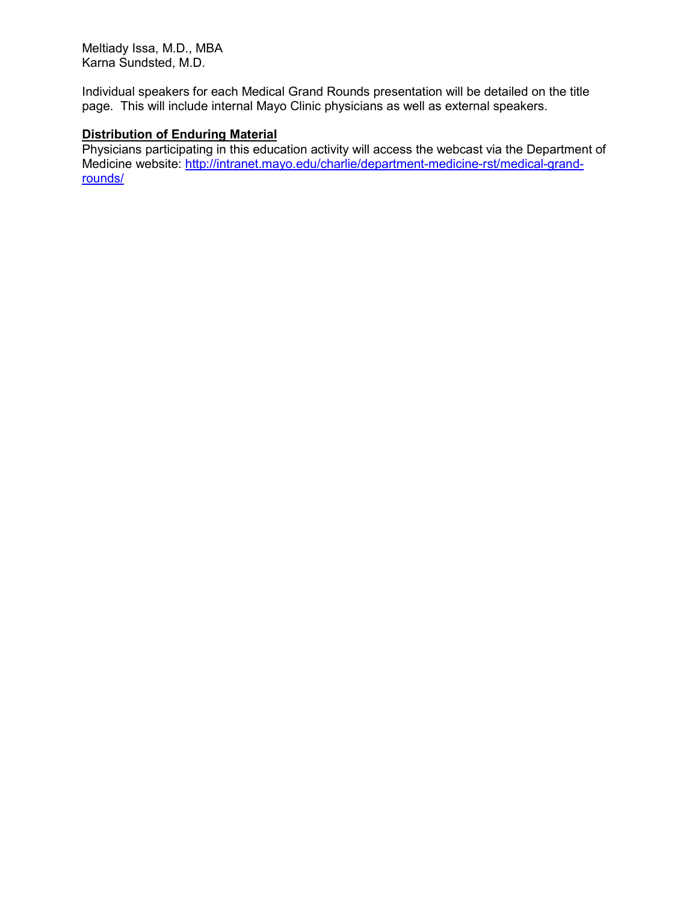Meltiady Issa, M.D., MBA  
Karna Sundsted, M.D.

Individual speakers for each Medical Grand Rounds presentation will be detailed on the title page. This will include internal Mayo Clinic physicians as well as external speakers.

**Distribution of Enduring Material**

Physicians participating in this education activity will access the webcast via the Department of Medicine website: [http://intranet.mayo.edu/charlie/department-medicine-rst/medical-grand-rounds/](http://intranet.mayo.edu/charlie/department-medicine-rst/medical-grand-rounds/)